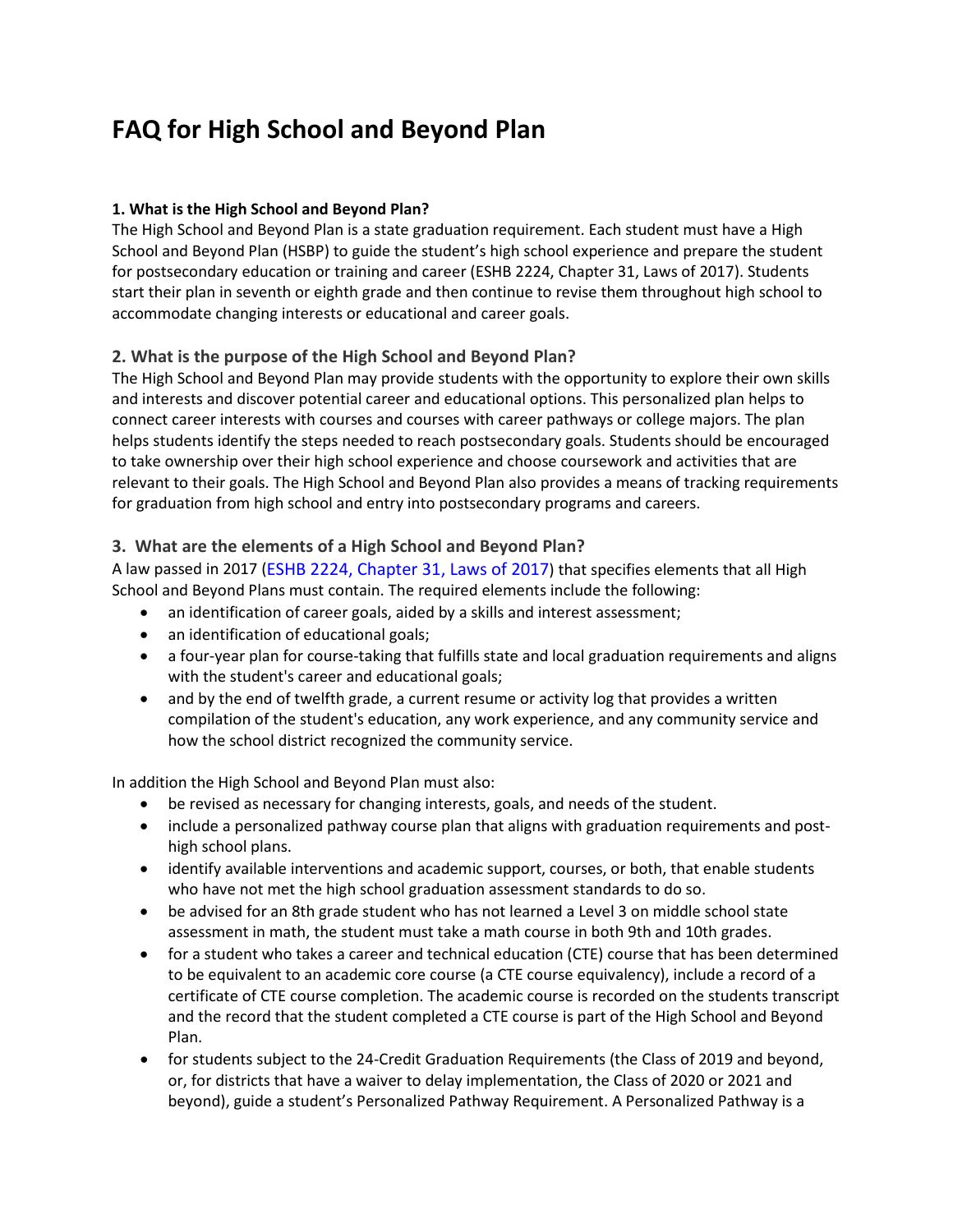# FAQ for High School and Beyond Plan

**1. What is the High School and Beyond Plan?**

The High School and Beyond Plan is a state graduation requirement. Each student must have a High School and Beyond Plan (HSBP) to guide the student's high school experience and prepare the student for postsecondary education or training and career (ESHB 2224, Chapter 31, Laws of 2017). Students start their plan in seventh or eighth grade and then continue to revise them throughout high school to accommodate changing interests or educational and career goals.

### 2. What is the purpose of the High School and Beyond Plan?

The High School and Beyond Plan may provide students with the opportunity to explore their own skills and interests and discover potential career and educational options. This personalized plan helps to connect career interests with courses and courses with career pathways or college majors. The plan helps students identify the steps needed to reach postsecondary goals. Students should be encouraged to take ownership over their high school experience and choose coursework and activities that are relevant to their goals. The High School and Beyond Plan also provides a means of tracking requirements for graduation from high school and entry into postsecondary programs and careers.

### 3. What are the elements of a High School and Beyond Plan?

A law passed in 2017 (ESHB 2224, Chapter 31, Laws of 2017) that specifies elements that all High School and Beyond Plans must contain. The required elements include the following:

- an identification of career goals, aided by a skills and interest assessment;
- an identification of educational goals;
- a four-year plan for course-taking that fulfills state and local graduation requirements and aligns with the student's career and educational goals;
- and by the end of twelfth grade, a current resume or activity log that provides a written compilation of the student's education, any work experience, and any community service and how the school district recognized the community service.

In addition the High School and Beyond Plan must also:

- be revised as necessary for changing interests, goals, and needs of the student.
- include a personalized pathway course plan that aligns with graduation requirements and post-high school plans.
- identify available interventions and academic support, courses, or both, that enable students who have not met the high school graduation assessment standards to do so.
- be advised for an 8th grade student who has not learned a Level 3 on middle school state assessment in math, the student must take a math course in both 9th and 10th grades.
- for a student who takes a career and technical education (CTE) course that has been determined to be equivalent to an academic core course (a CTE course equivalency), include a record of a certificate of CTE course completion. The academic course is recorded on the students transcript and the record that the student completed a CTE course is part of the High School and Beyond Plan.
- for students subject to the 24-Credit Graduation Requirements (the Class of 2019 and beyond, or, for districts that have a waiver to delay implementation, the Class of 2020 or 2021 and beyond), guide a student's Personalized Pathway Requirement. A Personalized Pathway is a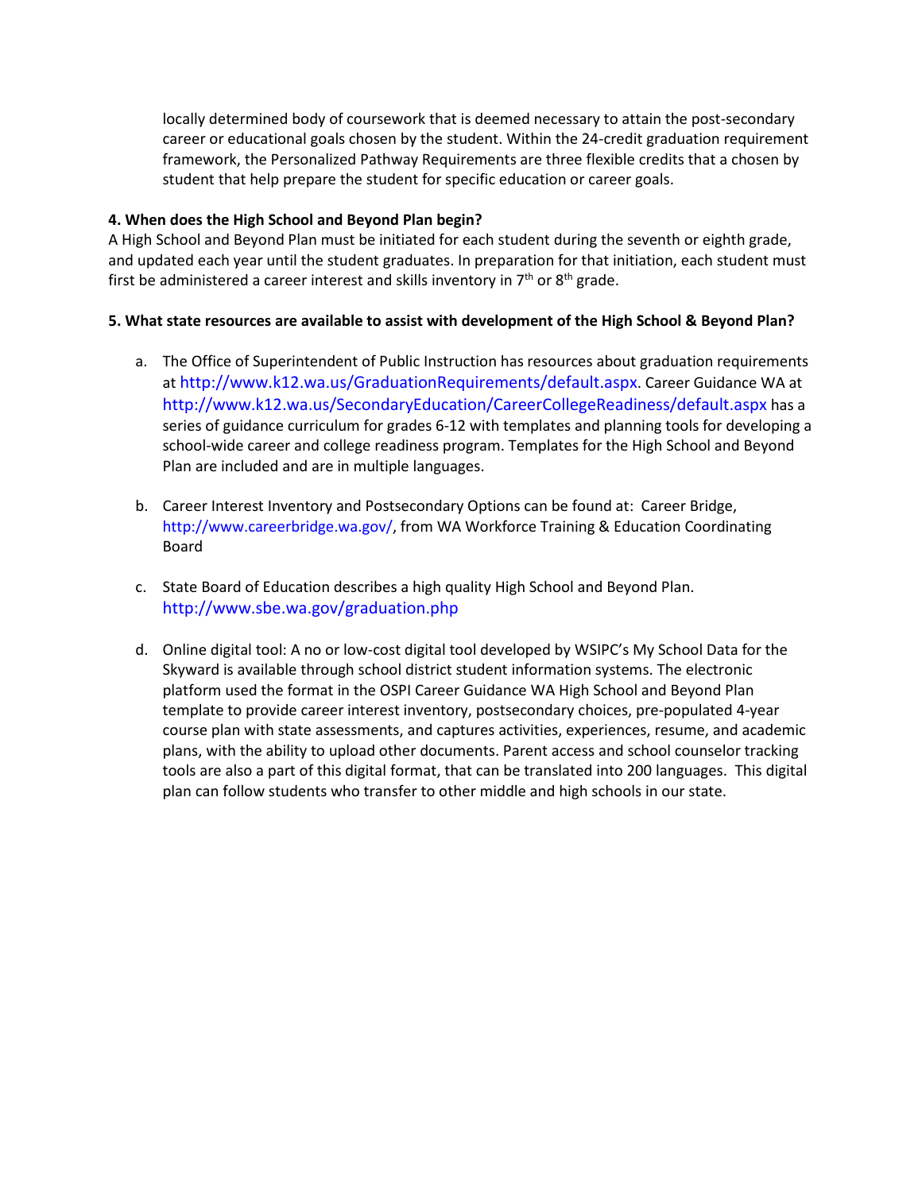locally determined body of coursework that is deemed necessary to attain the post-secondary career or educational goals chosen by the student. Within the 24-credit graduation requirement framework, the Personalized Pathway Requirements are three flexible credits that a chosen by student that help prepare the student for specific education or career goals.

**4. When does the High School and Beyond Plan begin?**

A High School and Beyond Plan must be initiated for each student during the seventh or eighth grade, and updated each year until the student graduates. In preparation for that initiation, each student must first be administered a career interest and skills inventory in 7th or 8th grade.

**5. What state resources are available to assist with development of the High School & Beyond Plan?**

a. The Office of Superintendent of Public Instruction has resources about graduation requirements at http://www.k12.wa.us/GraduationRequirements/default.aspx. Career Guidance WA at http://www.k12.wa.us/SecondaryEducation/CareerCollegeReadiness/default.aspx has a series of guidance curriculum for grades 6-12 with templates and planning tools for developing a school-wide career and college readiness program. Templates for the High School and Beyond Plan are included and are in multiple languages.

b. Career Interest Inventory and Postsecondary Options can be found at: Career Bridge, http://www.careerbridge.wa.gov/, from WA Workforce Training & Education Coordinating Board

c. State Board of Education describes a high quality High School and Beyond Plan. http://www.sbe.wa.gov/graduation.php

d. Online digital tool: A no or low-cost digital tool developed by WSIPC's My School Data for the Skyward is available through school district student information systems. The electronic platform used the format in the OSPI Career Guidance WA High School and Beyond Plan template to provide career interest inventory, postsecondary choices, pre-populated 4-year course plan with state assessments, and captures activities, experiences, resume, and academic plans, with the ability to upload other documents. Parent access and school counselor tracking tools are also a part of this digital format, that can be translated into 200 languages. This digital plan can follow students who transfer to other middle and high schools in our state.